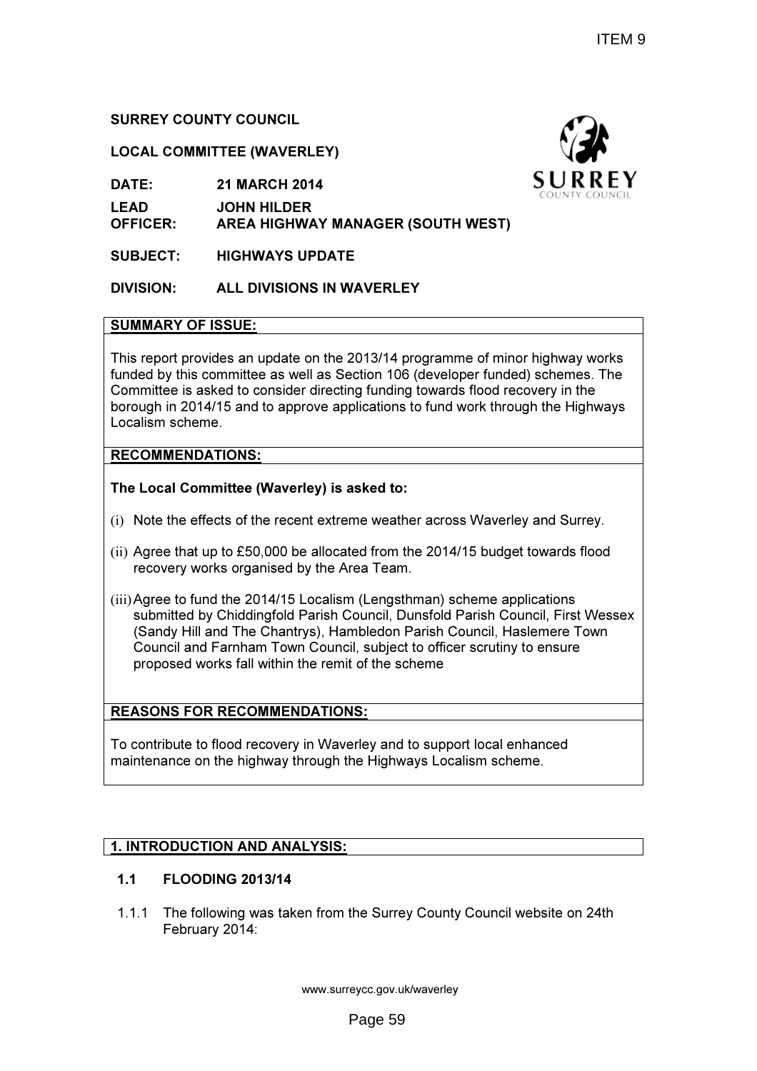ITEM 9

**SURREY COUNTY COUNCIL**

**LOCAL COMMITTEE (WAVERLEY)**

**DATE:** **21 MARCH 2014**

**LEAD OFFICER:** **JOHN HILDER**
**AREA HIGHWAY MANAGER (SOUTH WEST)**

**SUBJECT:** **HIGHWAYS UPDATE**

**DIVISION:** **ALL DIVISIONS IN WAVERLEY**

**SUMMARY OF ISSUE:**

This report provides an update on the 2013/14 programme of minor highway works funded by this committee as well as Section 106 (developer funded) schemes. The Committee is asked to consider directing funding towards flood recovery in the borough in 2014/15 and to approve applications to fund work through the Highways Localism scheme.

**RECOMMENDATIONS:**

**The Local Committee (Waverley) is asked to:**

(i) Note the effects of the recent extreme weather across Waverley and Surrey.

(ii) Agree that up to £50,000 be allocated from the 2014/15 budget towards flood recovery works organised by the Area Team.

(iii) Agree to fund the 2014/15 Localism (Lengsthman) scheme applications submitted by Chiddingfold Parish Council, Dunsfold Parish Council, First Wessex (Sandy Hill and The Chantrys), Hambledon Parish Council, Haslemere Town Council and Farnham Town Council, subject to officer scrutiny to ensure proposed works fall within the remit of the scheme

**REASONS FOR RECOMMENDATIONS:**

To contribute to flood recovery in Waverley and to support local enhanced maintenance on the highway through the Highways Localism scheme.

## 1. INTRODUCTION AND ANALYSIS:

### 1.1 FLOODING 2013/14

1.1.1 The following was taken from the Surrey County Council website on 24th February 2014: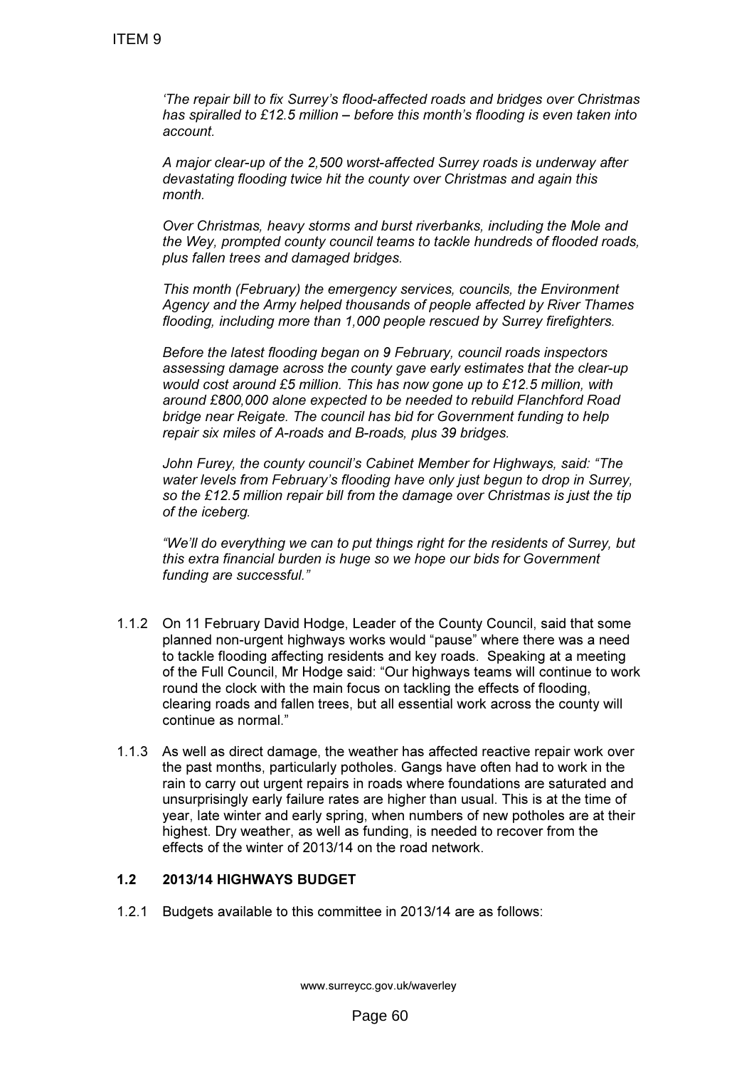*'The repair bill to fix Surrey's flood-affected roads and bridges over Christmas has spiralled to £12.5 million – before this month's flooding is even taken into account.*

*A major clear-up of the 2,500 worst-affected Surrey roads is underway after devastating flooding twice hit the county over Christmas and again this month.*

*Over Christmas, heavy storms and burst riverbanks, including the Mole and the Wey, prompted county council teams to tackle hundreds of flooded roads, plus fallen trees and damaged bridges.*

*This month (February) the emergency services, councils, the Environment Agency and the Army helped thousands of people affected by River Thames flooding, including more than 1,000 people rescued by Surrey firefighters.*

*Before the latest flooding began on 9 February, council roads inspectors assessing damage across the county gave early estimates that the clear-up would cost around £5 million. This has now gone up to £12.5 million, with around £800,000 alone expected to be needed to rebuild Flanchford Road bridge near Reigate. The council has bid for Government funding to help repair six miles of A-roads and B-roads, plus 39 bridges.*

*John Furey, the county council's Cabinet Member for Highways, said: "The water levels from February's flooding have only just begun to drop in Surrey, so the £12.5 million repair bill from the damage over Christmas is just the tip of the iceberg.*

*"We'll do everything we can to put things right for the residents of Surrey, but this extra financial burden is huge so we hope our bids for Government funding are successful."*

1.1.2 On 11 February David Hodge, Leader of the County Council, said that some planned non-urgent highways works would "pause" where there was a need to tackle flooding affecting residents and key roads. Speaking at a meeting of the Full Council, Mr Hodge said: "Our highways teams will continue to work round the clock with the main focus on tackling the effects of flooding, clearing roads and fallen trees, but all essential work across the county will continue as normal."

1.1.3 As well as direct damage, the weather has affected reactive repair work over the past months, particularly potholes. Gangs have often had to work in the rain to carry out urgent repairs in roads where foundations are saturated and unsurprisingly early failure rates are higher than usual. This is at the time of year, late winter and early spring, when numbers of new potholes are at their highest. Dry weather, as well as funding, is needed to recover from the effects of the winter of 2013/14 on the road network.

## 1.2 2013/14 HIGHWAYS BUDGET

1.2.1 Budgets available to this committee in 2013/14 are as follows: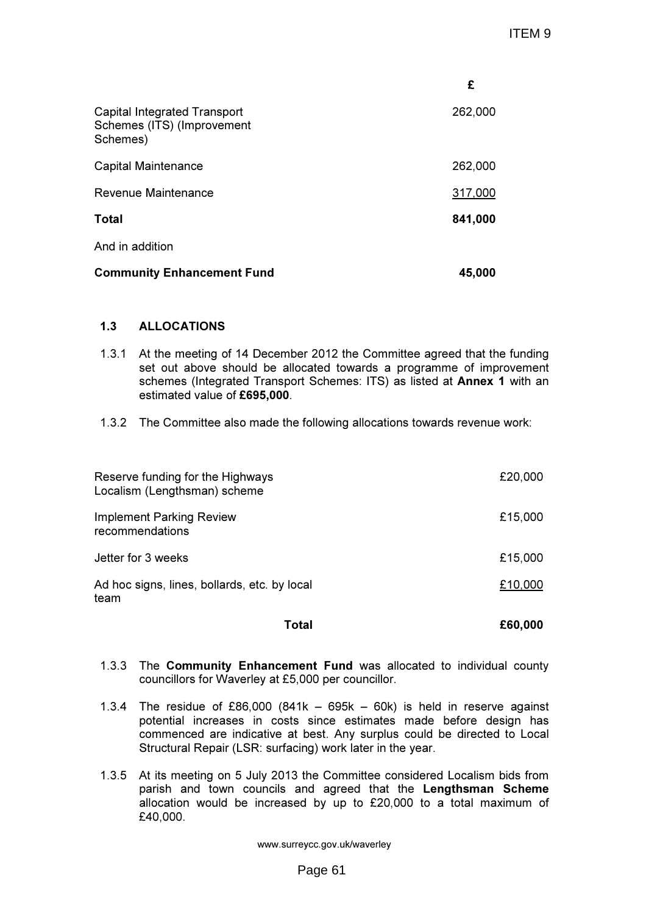| | £ |
|---|---|
| Capital Integrated Transport Schemes (ITS) (Improvement Schemes) | 262,000 |
| Capital Maintenance | 262,000 |
| Revenue Maintenance | 317,000 |
| **Total** | **841,000** |
| And in addition | |
| **Community Enhancement Fund** | **45,000** |

## 1.3 ALLOCATIONS

1.3.1 At the meeting of 14 December 2012 the Committee agreed that the funding set out above should be allocated towards a programme of improvement schemes (Integrated Transport Schemes: ITS) as listed at **Annex 1** with an estimated value of **£695,000**.

1.3.2 The Committee also made the following allocations towards revenue work:

| | |
|---|---|
| Reserve funding for the Highways Localism (Lengthsman) scheme | £20,000 |
| Implement Parking Review recommendations | £15,000 |
| Jetter for 3 weeks | £15,000 |
| Ad hoc signs, lines, bollards, etc. by local team | £10,000 |
| **Total** | **£60,000** |

1.3.3 The **Community Enhancement Fund** was allocated to individual county councillors for Waverley at £5,000 per councillor.

1.3.4 The residue of £86,000 (841k – 695k – 60k) is held in reserve against potential increases in costs since estimates made before design has commenced are indicative at best. Any surplus could be directed to Local Structural Repair (LSR: surfacing) work later in the year.

1.3.5 At its meeting on 5 July 2013 the Committee considered Localism bids from parish and town councils and agreed that the **Lengthsman Scheme** allocation would be increased by up to £20,000 to a total maximum of £40,000.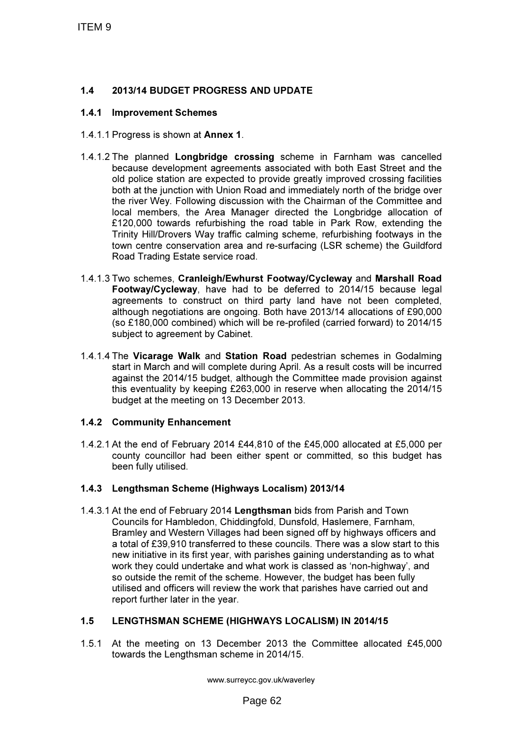## 1.4 2013/14 BUDGET PROGRESS AND UPDATE

### 1.4.1 Improvement Schemes

1.4.1.1 Progress is shown at **Annex 1**.

1.4.1.2 The planned **Longbridge crossing** scheme in Farnham was cancelled because development agreements associated with both East Street and the old police station are expected to provide greatly improved crossing facilities both at the junction with Union Road and immediately north of the bridge over the river Wey. Following discussion with the Chairman of the Committee and local members, the Area Manager directed the Longbridge allocation of £120,000 towards refurbishing the road table in Park Row, extending the Trinity Hill/Drovers Way traffic calming scheme, refurbishing footways in the town centre conservation area and re-surfacing (LSR scheme) the Guildford Road Trading Estate service road.

1.4.1.3 Two schemes, **Cranleigh/Ewhurst Footway/Cycleway** and **Marshall Road Footway/Cycleway**, have had to be deferred to 2014/15 because legal agreements to construct on third party land have not been completed, although negotiations are ongoing. Both have 2013/14 allocations of £90,000 (so £180,000 combined) which will be re-profiled (carried forward) to 2014/15 subject to agreement by Cabinet.

1.4.1.4 The **Vicarage Walk** and **Station Road** pedestrian schemes in Godalming start in March and will complete during April. As a result costs will be incurred against the 2014/15 budget, although the Committee made provision against this eventuality by keeping £263,000 in reserve when allocating the 2014/15 budget at the meeting on 13 December 2013.

### 1.4.2 Community Enhancement

1.4.2.1 At the end of February 2014 £44,810 of the £45,000 allocated at £5,000 per county councillor had been either spent or committed, so this budget has been fully utilised.

### 1.4.3 Lengthsman Scheme (Highways Localism) 2013/14

1.4.3.1 At the end of February 2014 **Lengthsman** bids from Parish and Town Councils for Hambledon, Chiddingfold, Dunsfold, Haslemere, Farnham, Bramley and Western Villages had been signed off by highways officers and a total of £39,910 transferred to these councils. There was a slow start to this new initiative in its first year, with parishes gaining understanding as to what work they could undertake and what work is classed as 'non-highway', and so outside the remit of the scheme. However, the budget has been fully utilised and officers will review the work that parishes have carried out and report further later in the year.

## 1.5 LENGTHSMAN SCHEME (HIGHWAYS LOCALISM) IN 2014/15

1.5.1 At the meeting on 13 December 2013 the Committee allocated £45,000 towards the Lengthsman scheme in 2014/15.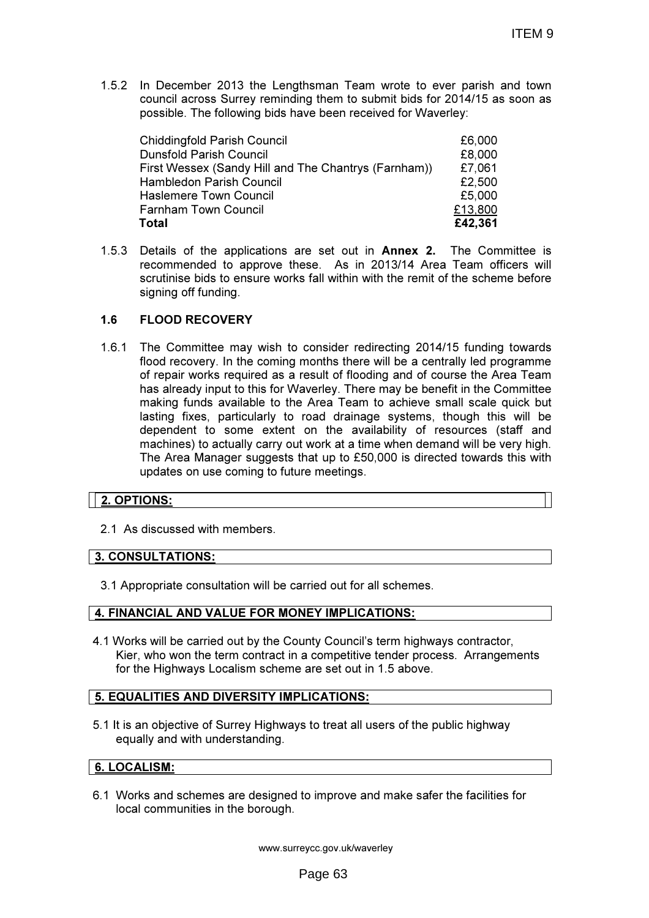1.5.2 In December 2013 the Lengthsman Team wrote to ever parish and town council across Surrey reminding them to submit bids for 2014/15 as soon as possible. The following bids have been received for Waverley:

| | |
|---|---|
| Chiddingfold Parish Council | £6,000 |
| Dunsfold Parish Council | £8,000 |
| First Wessex (Sandy Hill and The Chantrys (Farnham)) | £7,061 |
| Hambledon Parish Council | £2,500 |
| Haslemere Town Council | £5,000 |
| Farnham Town Council | £13,800 |
| **Total** | **£42,361** |

1.5.3 Details of the applications are set out in **Annex 2.** The Committee is recommended to approve these. As in 2013/14 Area Team officers will scrutinise bids to ensure works fall within with the remit of the scheme before signing off funding.

### 1.6 FLOOD RECOVERY

1.6.1 The Committee may wish to consider redirecting 2014/15 funding towards flood recovery. In the coming months there will be a centrally led programme of repair works required as a result of flooding and of course the Area Team has already input to this for Waverley. There may be benefit in the Committee making funds available to the Area Team to achieve small scale quick but lasting fixes, particularly to road drainage systems, though this will be dependent to some extent on the availability of resources (staff and machines) to actually carry out work at a time when demand will be very high. The Area Manager suggests that up to £50,000 is directed towards this with updates on use coming to future meetings.

## 2. OPTIONS:

2.1 As discussed with members.

## 3. CONSULTATIONS:

3.1 Appropriate consultation will be carried out for all schemes.

## 4. FINANCIAL AND VALUE FOR MONEY IMPLICATIONS:

4.1 Works will be carried out by the County Council's term highways contractor, Kier, who won the term contract in a competitive tender process. Arrangements for the Highways Localism scheme are set out in 1.5 above.

## 5. EQUALITIES AND DIVERSITY IMPLICATIONS:

5.1 It is an objective of Surrey Highways to treat all users of the public highway equally and with understanding.

## 6. LOCALISM:

6.1 Works and schemes are designed to improve and make safer the facilities for local communities in the borough.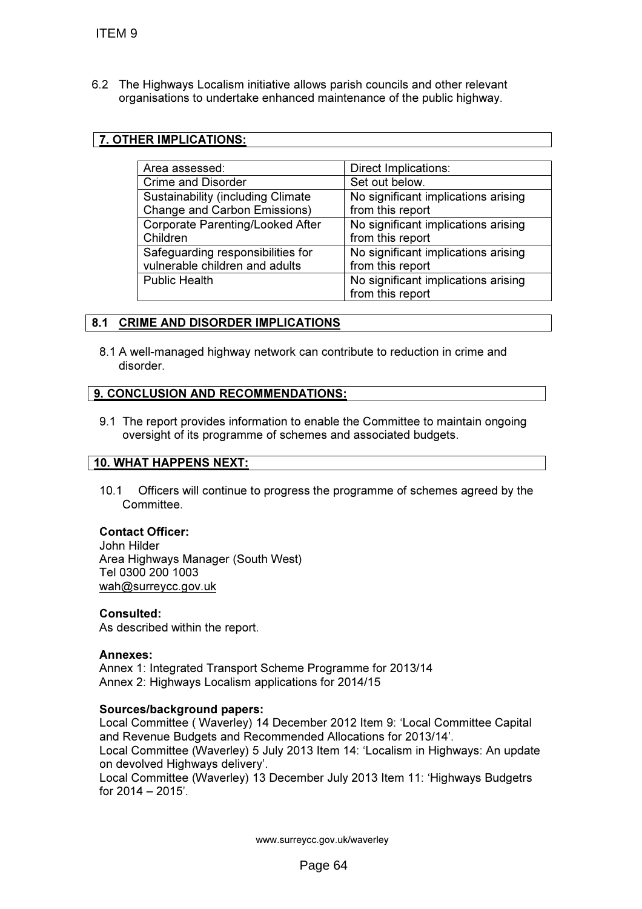6.2 The Highways Localism initiative allows parish councils and other relevant organisations to undertake enhanced maintenance of the public highway.

## 7. OTHER IMPLICATIONS:

| Area assessed: | Direct Implications: |
| --- | --- |
| Crime and Disorder | Set out below. |
| Sustainability (including Climate Change and Carbon Emissions) | No significant implications arising from this report |
| Corporate Parenting/Looked After Children | No significant implications arising from this report |
| Safeguarding responsibilities for vulnerable children and adults | No significant implications arising from this report |
| Public Health | No significant implications arising from this report |

## 8.1 CRIME AND DISORDER IMPLICATIONS

8.1 A well-managed highway network can contribute to reduction in crime and disorder.

## 9. CONCLUSION AND RECOMMENDATIONS:

9.1 The report provides information to enable the Committee to maintain ongoing oversight of its programme of schemes and associated budgets.

## 10. WHAT HAPPENS NEXT:

10.1 Officers will continue to progress the programme of schemes agreed by the Committee.

**Contact Officer:**
John Hilder
Area Highways Manager (South West)
Tel 0300 200 1003
wah@surreycc.gov.uk

**Consulted:**
As described within the report.

**Annexes:**
Annex 1: Integrated Transport Scheme Programme for 2013/14
Annex 2: Highways Localism applications for 2014/15

**Sources/background papers:**
Local Committee ( Waverley) 14 December 2012 Item 9: 'Local Committee Capital and Revenue Budgets and Recommended Allocations for 2013/14'.
Local Committee (Waverley) 5 July 2013 Item 14: 'Localism in Highways: An update on devolved Highways delivery'.
Local Committee (Waverley) 13 December July 2013 Item 11: 'Highways Budgetrs for 2014 – 2015'.